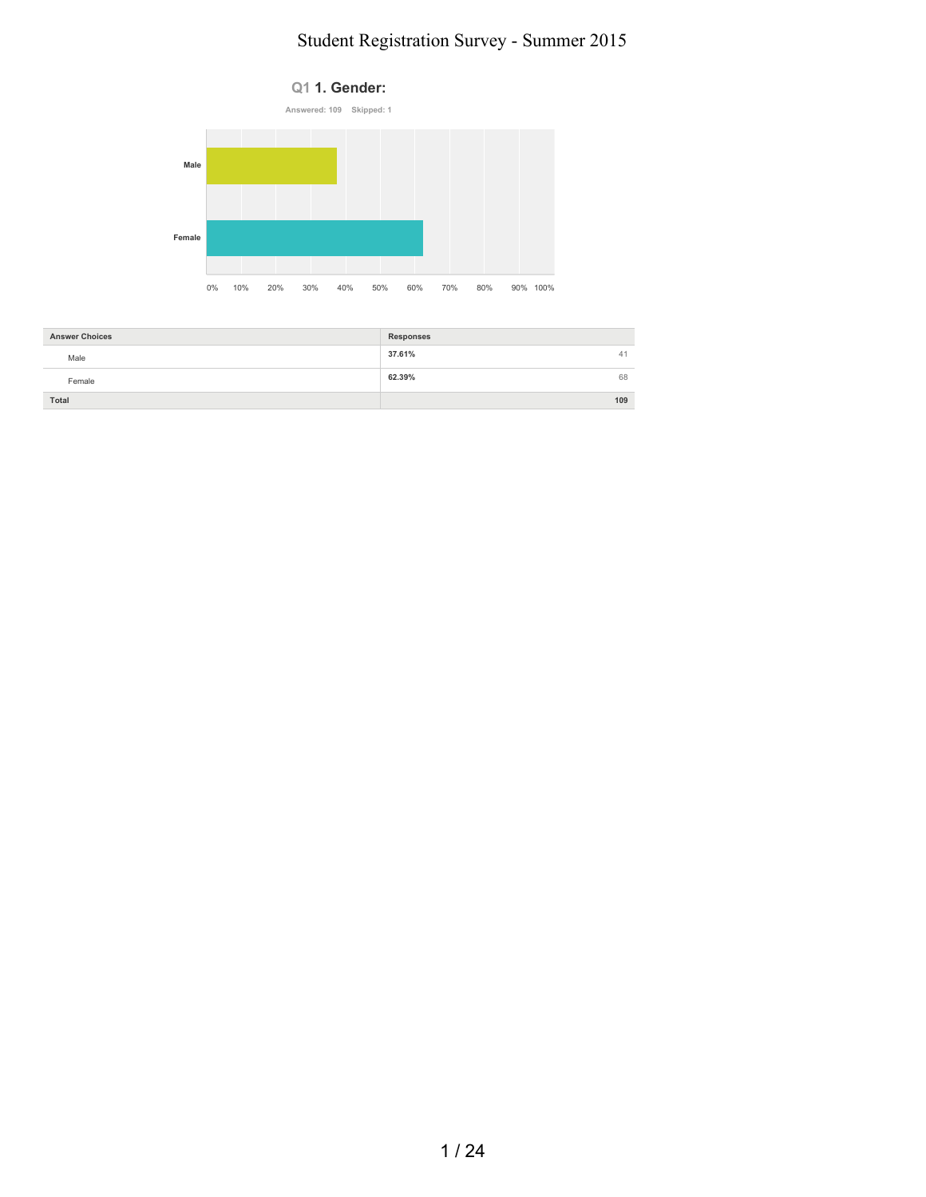# Student Registration Survey - Summer 2015

## Q1 1. Gender:

Answered: 109 Skipped: 1

| Answer Choices | Responses | |
|---|---|---|
| Male | 37.61% | 41 |
| Female | 62.39% | 68 |
| **Total** | | **109** |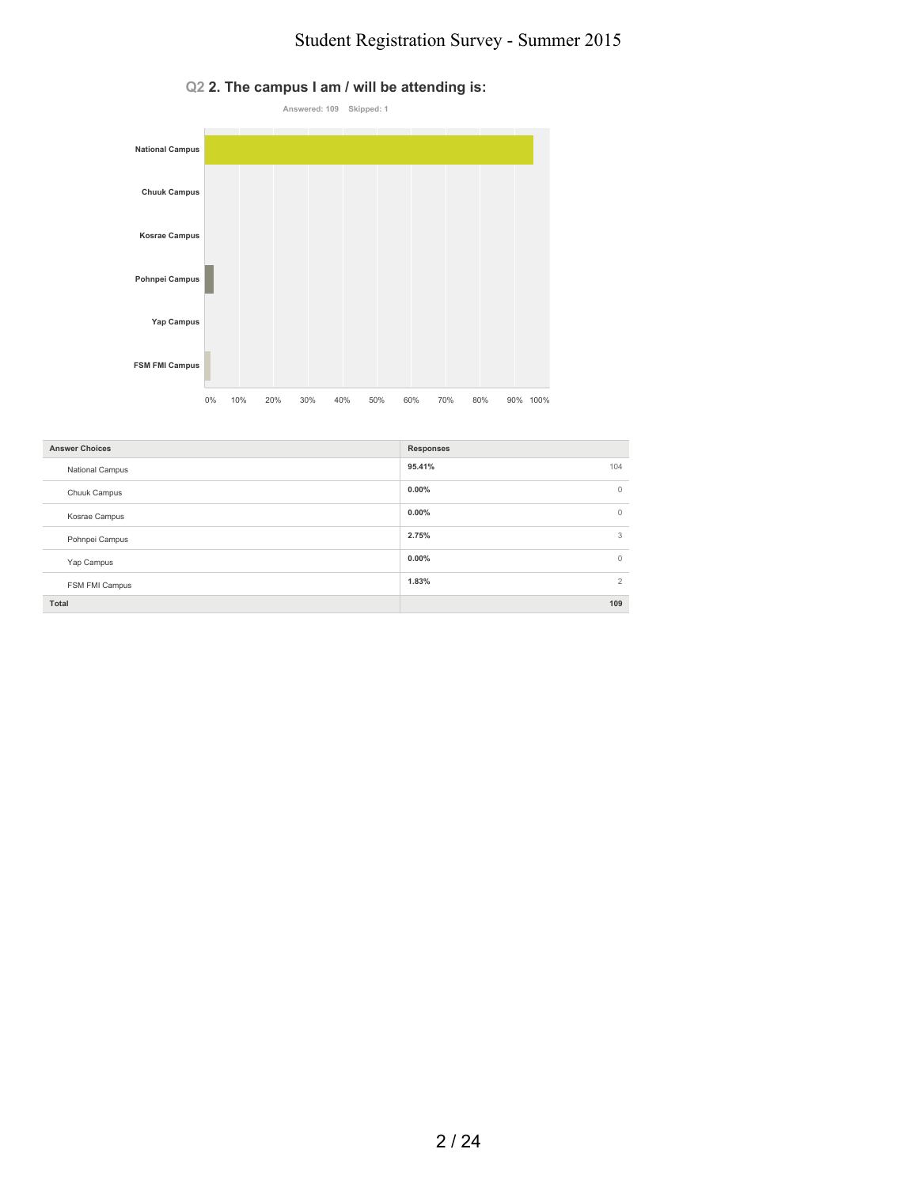## Q2 2. The campus I am / will be attending is:

Answered: 109 Skipped: 1

| Answer Choices | Responses | |
|---|---|---|
| National Campus | 95.41% | 104 |
| Chuuk Campus | 0.00% | 0 |
| Kosrae Campus | 0.00% | 0 |
| Pohnpei Campus | 2.75% | 3 |
| Yap Campus | 0.00% | 0 |
| FSM FMI Campus | 1.83% | 2 |
| Total | | 109 |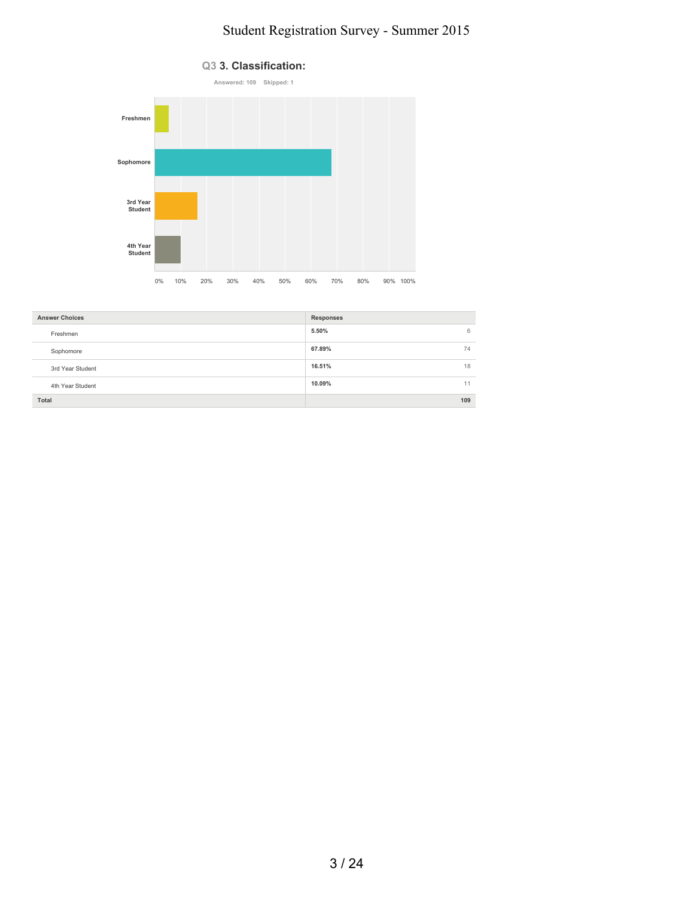## Q3 3. Classification:

Answered: 109 Skipped: 1

| Answer Choices | Responses | |
|---|---|---|
| Freshmen | 5.50% | 6 |
| Sophomore | 67.89% | 74 |
| 3rd Year Student | 16.51% | 18 |
| 4th Year Student | 10.09% | 11 |
| **Total** | | **109** |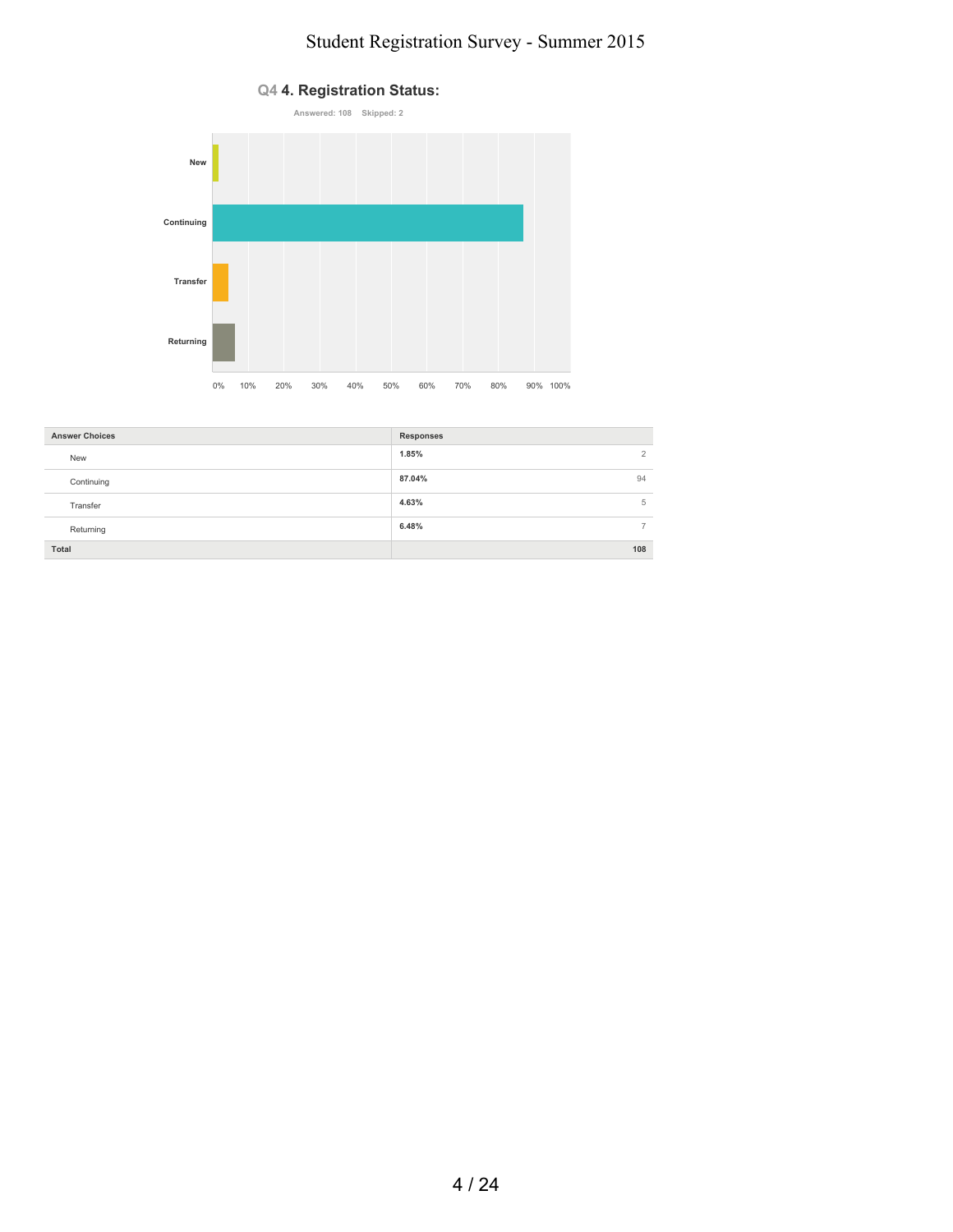## Q4 4. Registration Status:

Answered: 108 Skipped: 2

| Answer Choices | Responses | |
|---|---|---|
| New | 1.85% | 2 |
| Continuing | 87.04% | 94 |
| Transfer | 4.63% | 5 |
| Returning | 6.48% | 7 |
| **Total** | | **108** |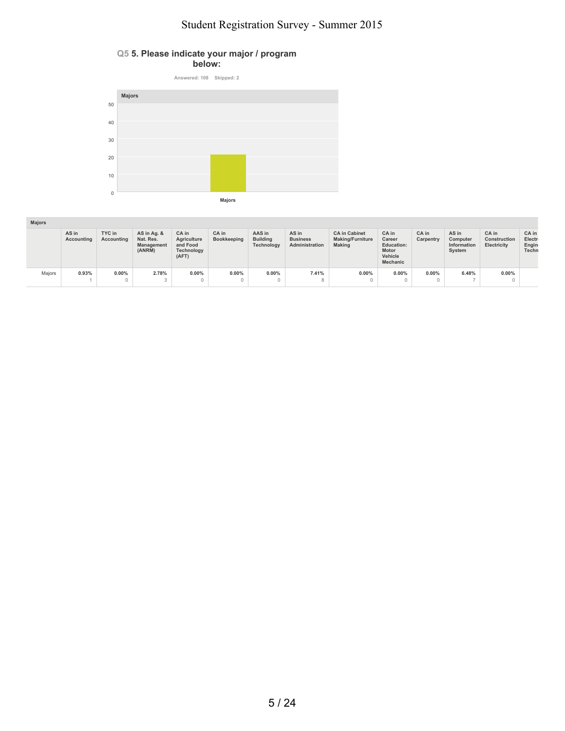# Student Registration Survey - Summer 2015

## Q5 5. Please indicate your major / program below:

Answered: 108 Skipped: 2

Majors

50
40
30
20
10
0

Majors

| Majors | AS in Accounting | TYC in Accounting | AS in Ag. & Nat. Res. Management (ANRM) | CA in Agriculture and Food Technology (AFT) | CA in Bookkeeping | AAS in Building Technology | AS in Business Administration | CA in Cabinet Making/Furniture Making | CA in Career Education: Motor Vehicle Mechanic | CA in Carpentry | AS in Computer Information System | CA in Construction Electricity | CA in Electr Engin Techn |
|---|---|---|---|---|---|---|---|---|---|---|---|---|---|
| Majors | 0.93% 1 | 0.00% 0 | 2.78% 3 | 0.00% 0 | 0.00% 0 | 0.00% 0 | 7.41% 8 | 0.00% 0 | 0.00% 0 | 0.00% 0 | 6.48% 7 | 0.00% 0 | |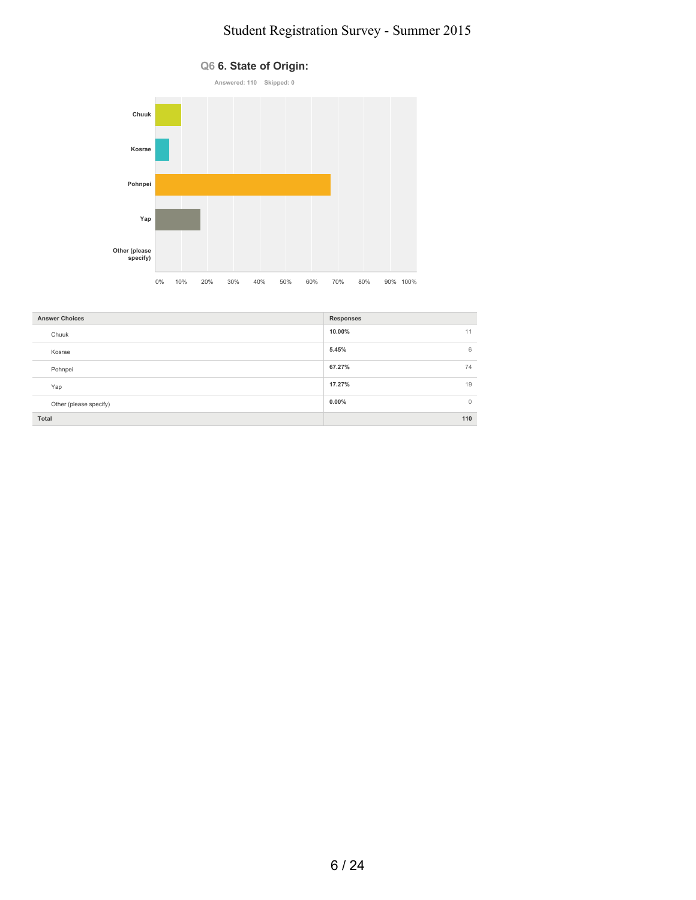# Student Registration Survey - Summer 2015

## Q6 6. State of Origin:

Answered: 110 Skipped: 0

| Answer Choices | Responses | |
|---|---|---|
| Chuuk | 10.00% | 11 |
| Kosrae | 5.45% | 6 |
| Pohnpei | 67.27% | 74 |
| Yap | 17.27% | 19 |
| Other (please specify) | 0.00% | 0 |
| **Total** | | **110** |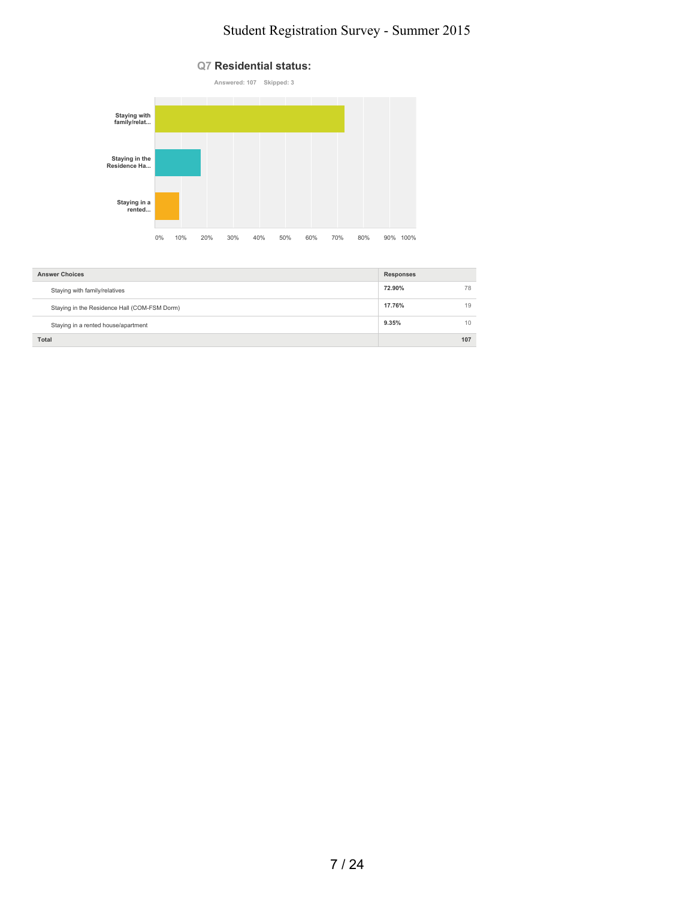## Q7 Residential status:

Answered: 107 Skipped: 3

| Answer Choices | Responses | |
|---|---|---|
| Staying with family/relatives | 72.90% | 78 |
| Staying in the Residence Hall (COM-FSM Dorm) | 17.76% | 19 |
| Staying in a rented house/apartment | 9.35% | 10 |
| **Total** | | **107** |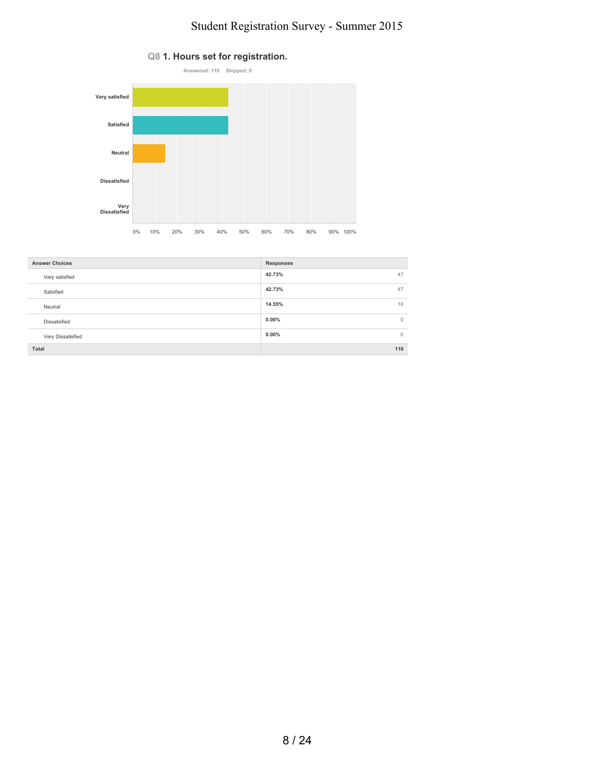## Q8 1. Hours set for registration.

Answered: 110 Skipped: 0

| Answer Choices | Responses | |
|---|---|---|
| Very satisfied | 42.73% | 47 |
| Satisfied | 42.73% | 47 |
| Neutral | 14.55% | 16 |
| Dissatisfied | 0.00% | 0 |
| Very Dissatisfied | 0.00% | 0 |
| **Total** | | **110** |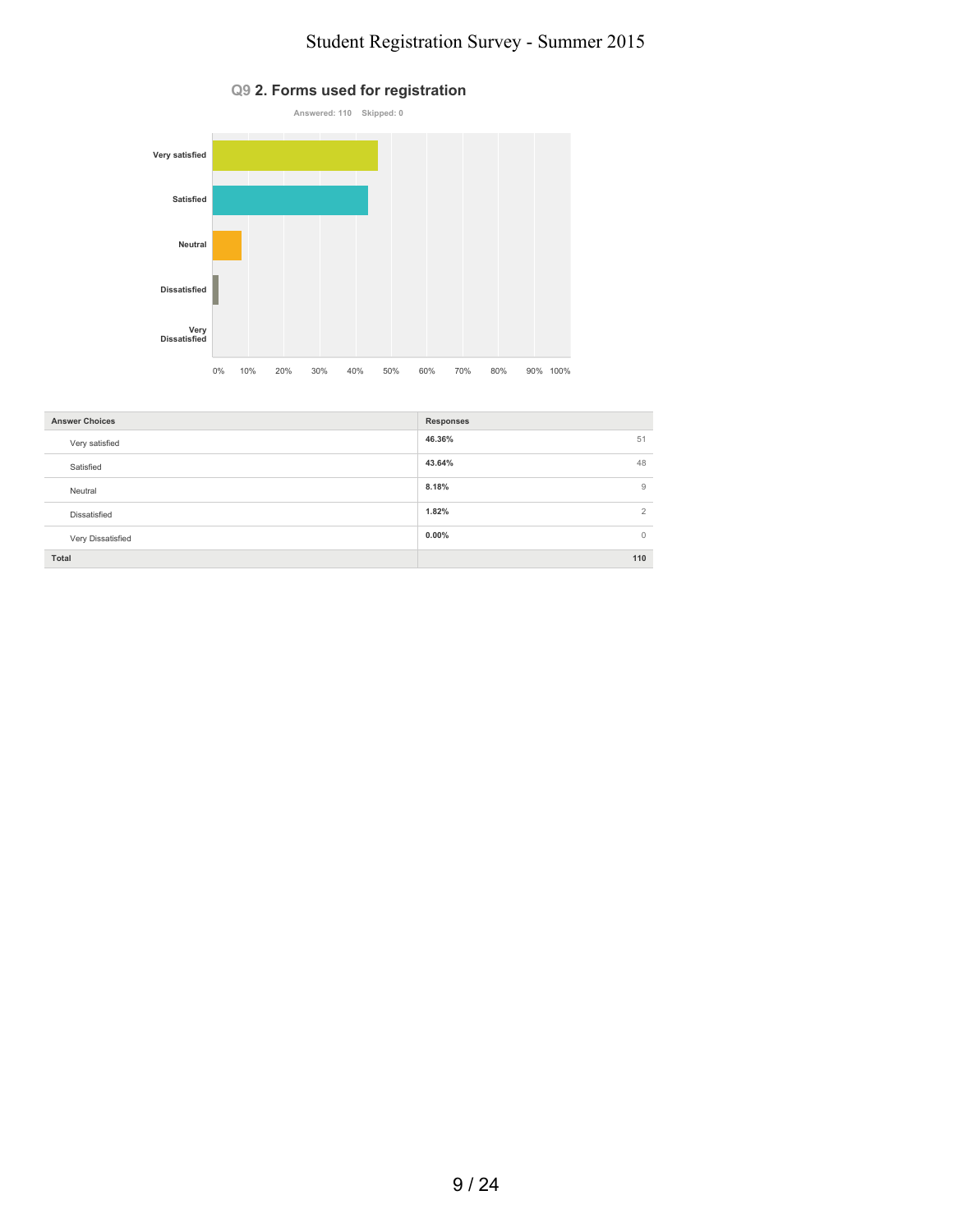## Q9 2. Forms used for registration

Answered: 110 Skipped: 0

| Answer Choices | Responses | |
|---|---|---|
| Very satisfied | 46.36% | 51 |
| Satisfied | 43.64% | 48 |
| Neutral | 8.18% | 9 |
| Dissatisfied | 1.82% | 2 |
| Very Dissatisfied | 0.00% | 0 |
| Total | | 110 |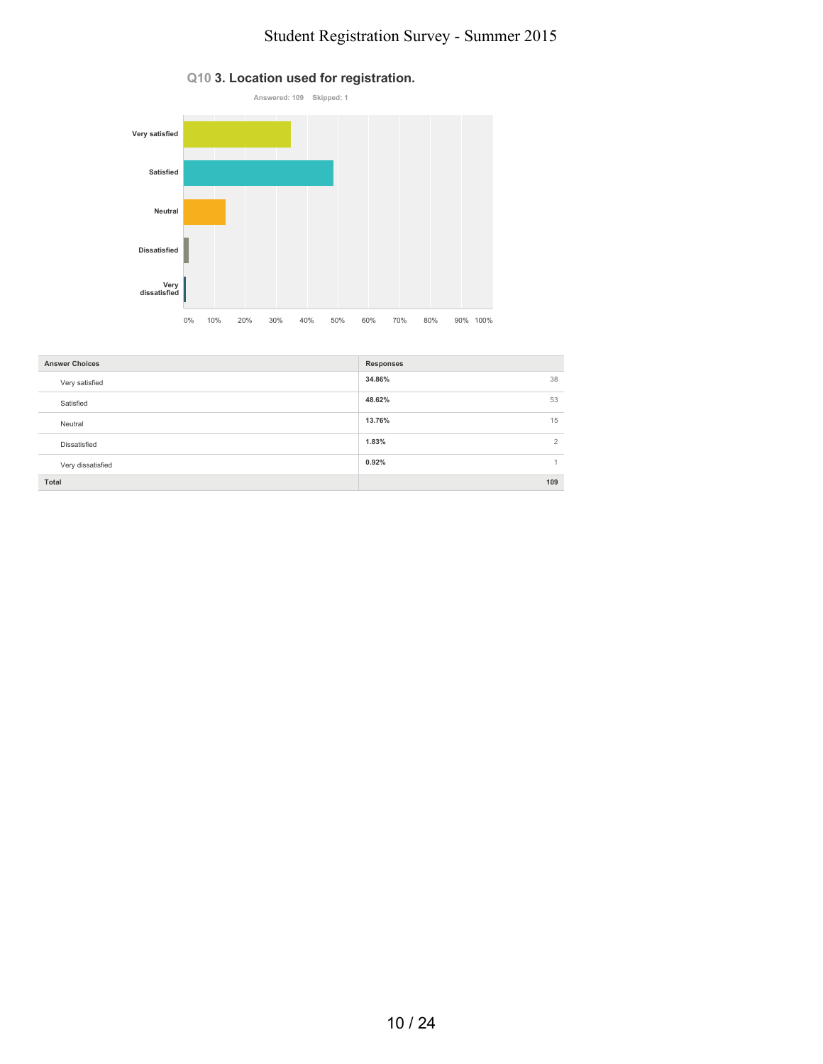## Q10 3. Location used for registration.

Answered: 109 Skipped: 1

| Answer Choices | Responses | |
|---|---|---|
| Very satisfied | 34.86% | 38 |
| Satisfied | 48.62% | 53 |
| Neutral | 13.76% | 15 |
| Dissatisfied | 1.83% | 2 |
| Very dissatisfied | 0.92% | 1 |
| **Total** | | **109** |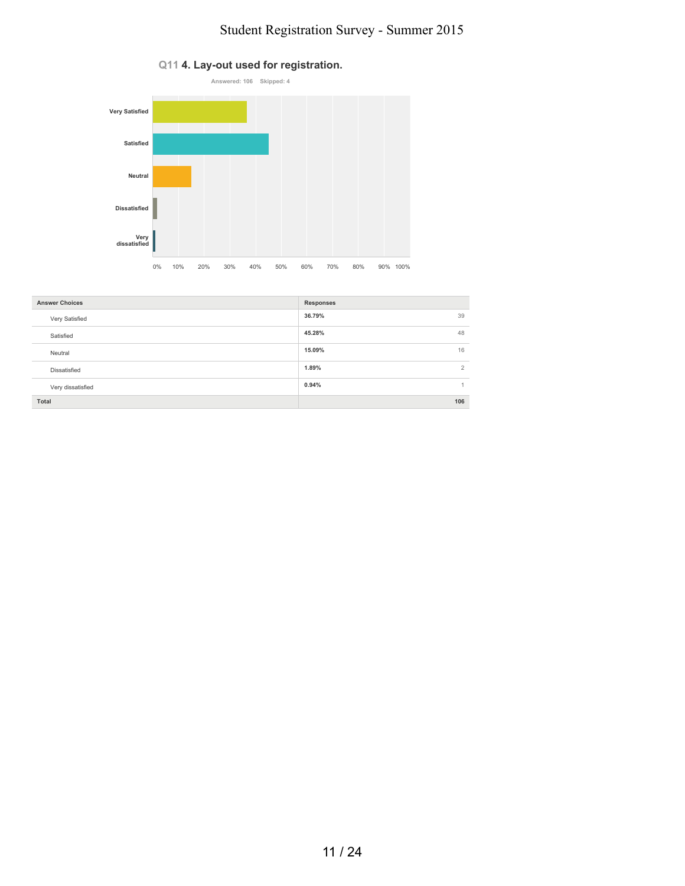## Q11 4. Lay-out used for registration.

Answered: 106    Skipped: 4

| Answer Choices | Responses | |
|---|---|---|
| Very Satisfied | 36.79% | 39 |
| Satisfied | 45.28% | 48 |
| Neutral | 15.09% | 16 |
| Dissatisfied | 1.89% | 2 |
| Very dissatisfied | 0.94% | 1 |
| Total | | 106 |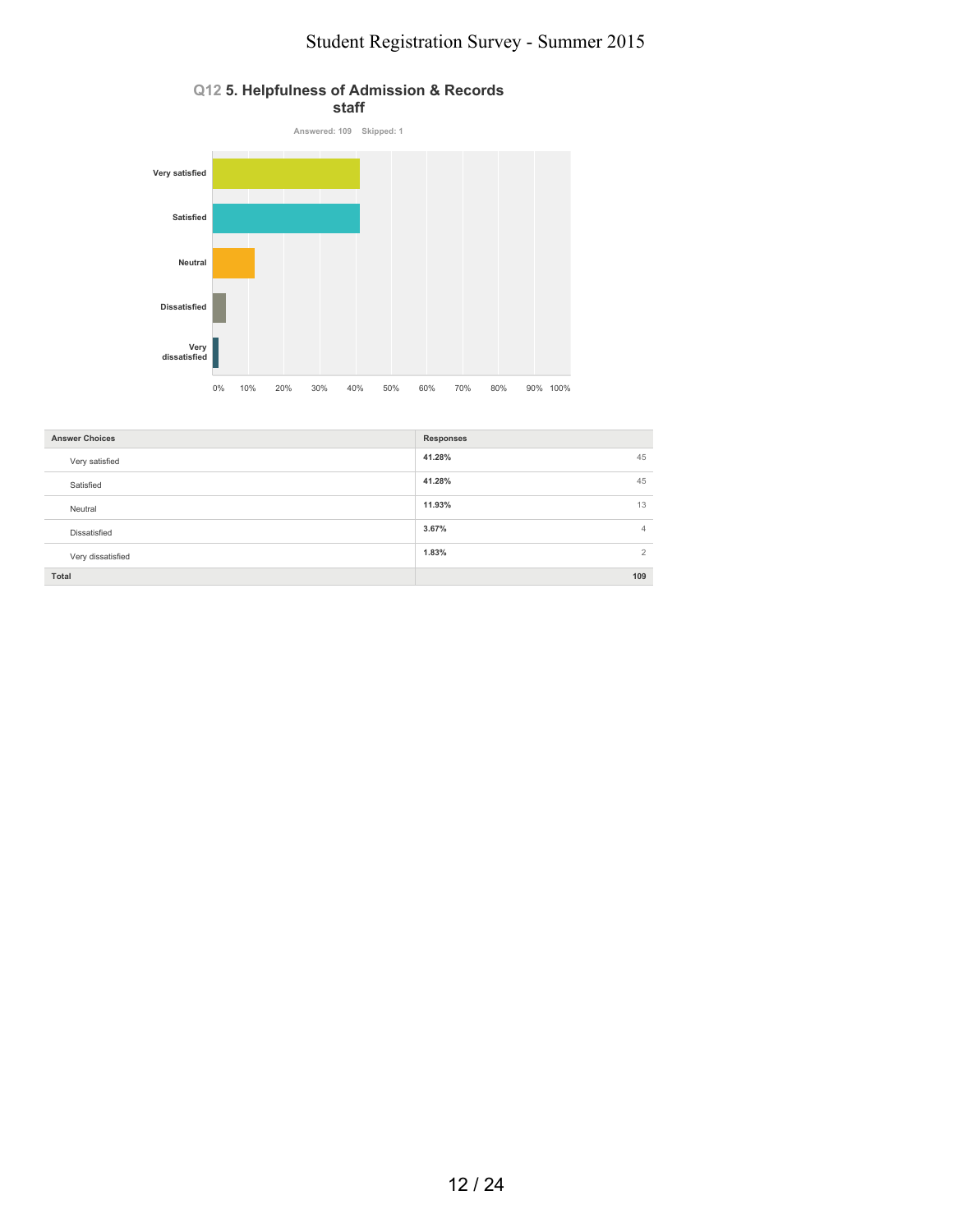## Q12 5. Helpfulness of Admission & Records staff

Answered: 109 Skipped: 1

| Answer Choices | Responses | |
|---|---|---|
| Very satisfied | 41.28% | 45 |
| Satisfied | 41.28% | 45 |
| Neutral | 11.93% | 13 |
| Dissatisfied | 3.67% | 4 |
| Very dissatisfied | 1.83% | 2 |
| Total | | 109 |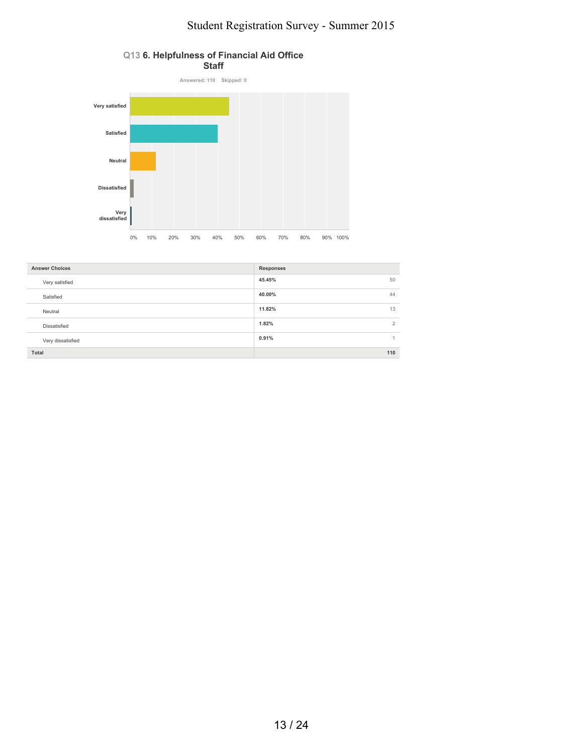## Q13 6. Helpfulness of Financial Aid Office Staff

Answered: 110 Skipped: 0

| Answer Choices | Responses | |
|---|---|---|
| Very satisfied | 45.45% | 50 |
| Satisfied | 40.00% | 44 |
| Neutral | 11.82% | 13 |
| Dissatisfied | 1.82% | 2 |
| Very dissatisfied | 0.91% | 1 |
| **Total** | | **110** |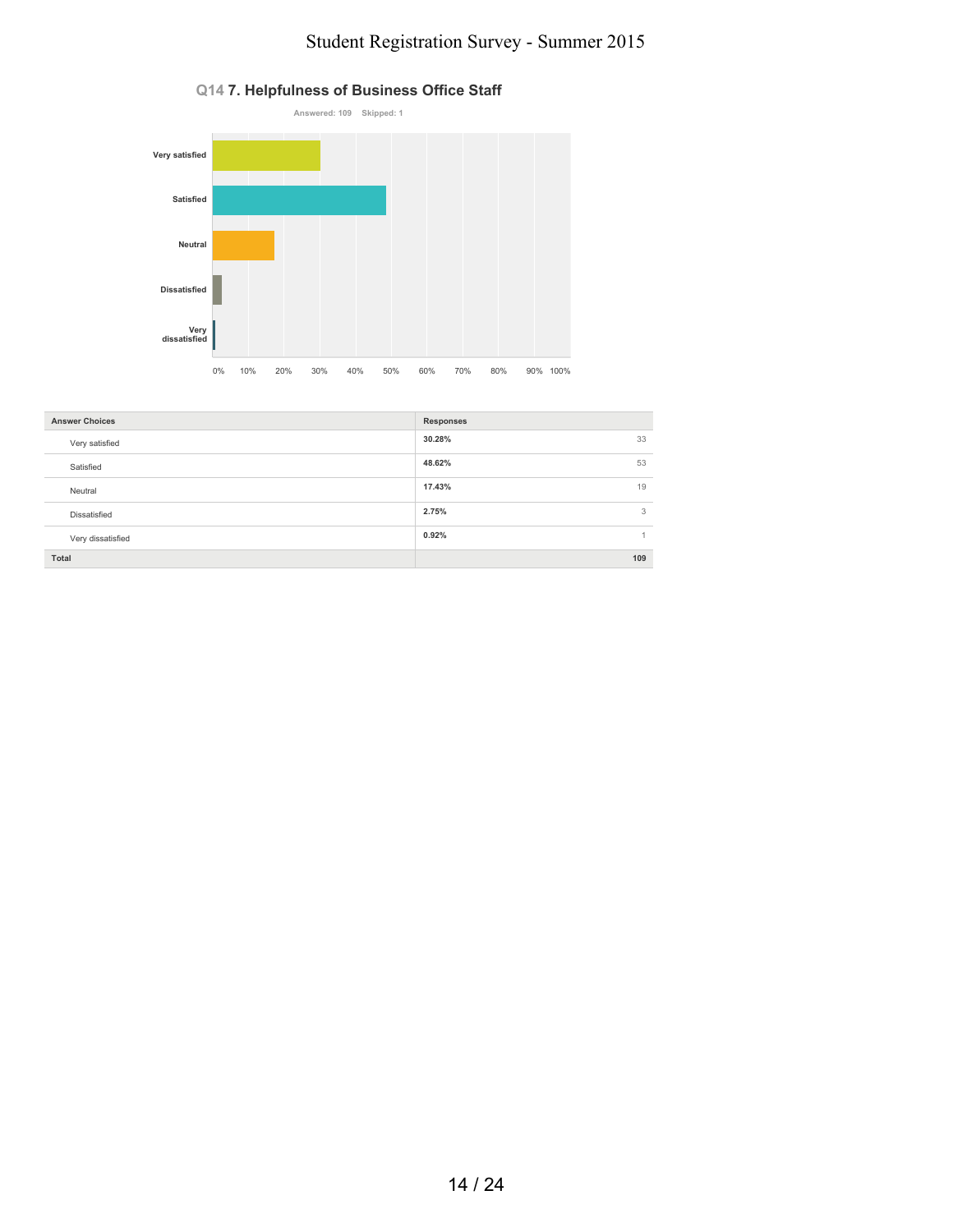## Q14 7. Helpfulness of Business Office Staff

Answered: 109 Skipped: 1

| Answer Choices | Responses | |
|---|---|---|
| Very satisfied | 30.28% | 33 |
| Satisfied | 48.62% | 53 |
| Neutral | 17.43% | 19 |
| Dissatisfied | 2.75% | 3 |
| Very dissatisfied | 0.92% | 1 |
| **Total** | | **109** |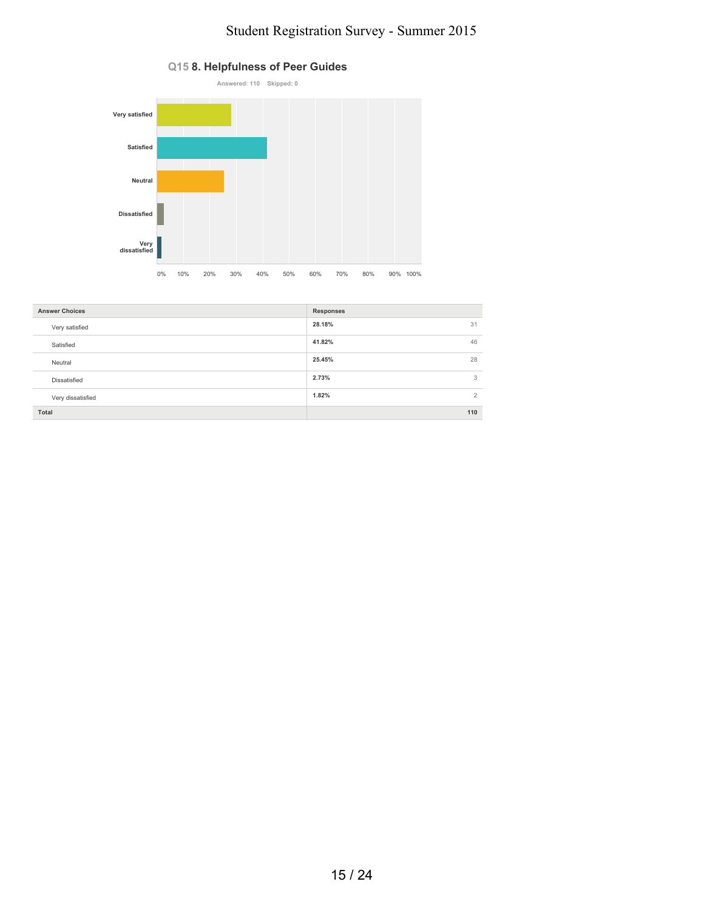## Q15 8. Helpfulness of Peer Guides

Answered: 110  Skipped: 0

| Answer Choices | Responses | |
|---|---|---|
| Very satisfied | 28.18% | 31 |
| Satisfied | 41.82% | 46 |
| Neutral | 25.45% | 28 |
| Dissatisfied | 2.73% | 3 |
| Very dissatisfied | 1.82% | 2 |
| **Total** | | **110** |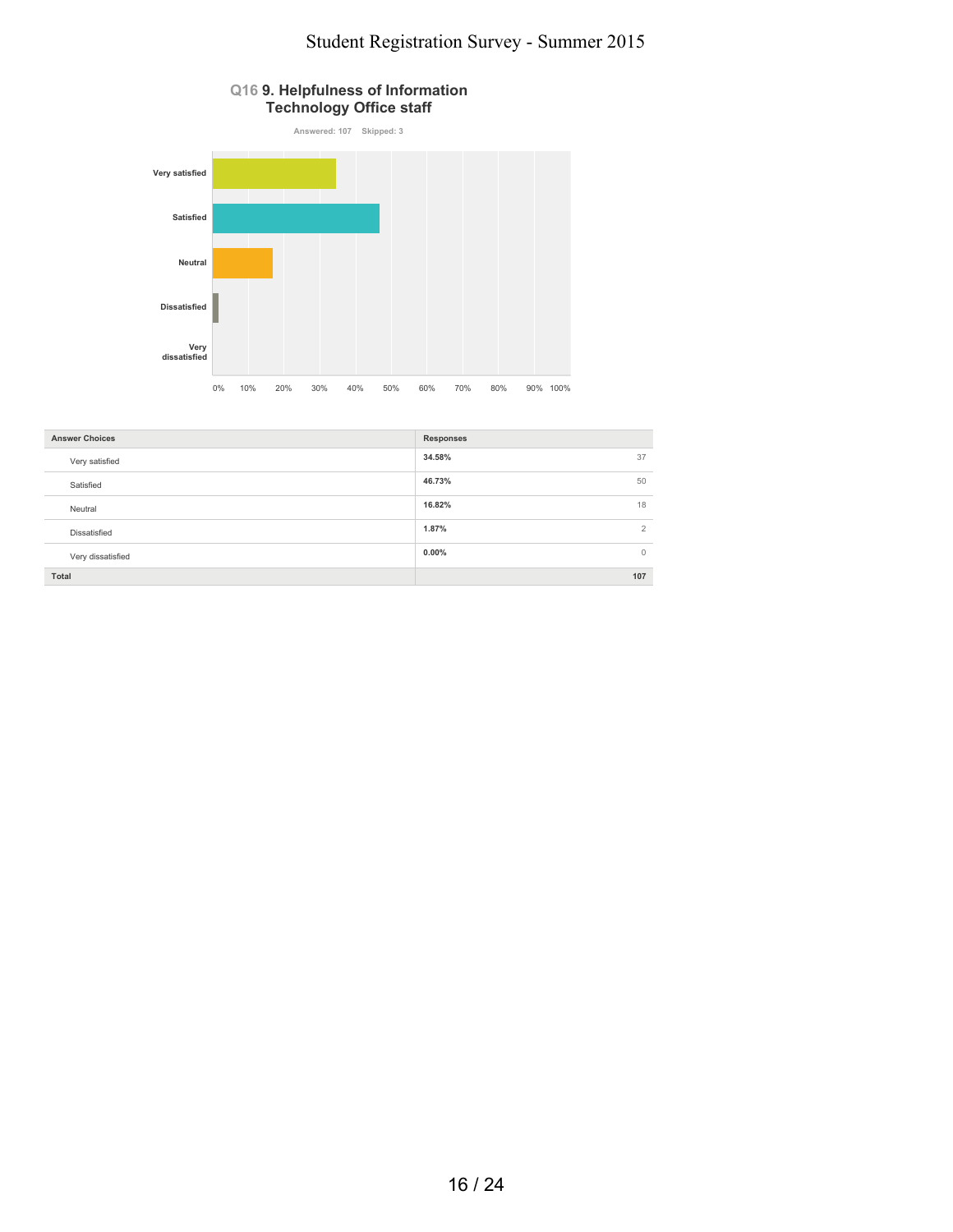## Q16 9. Helpfulness of Information Technology Office staff

Answered: 107 Skipped: 3

| Answer Choices | Responses | |
|---|---|---|
| Very satisfied | 34.58% | 37 |
| Satisfied | 46.73% | 50 |
| Neutral | 16.82% | 18 |
| Dissatisfied | 1.87% | 2 |
| Very dissatisfied | 0.00% | 0 |
| Total | | 107 |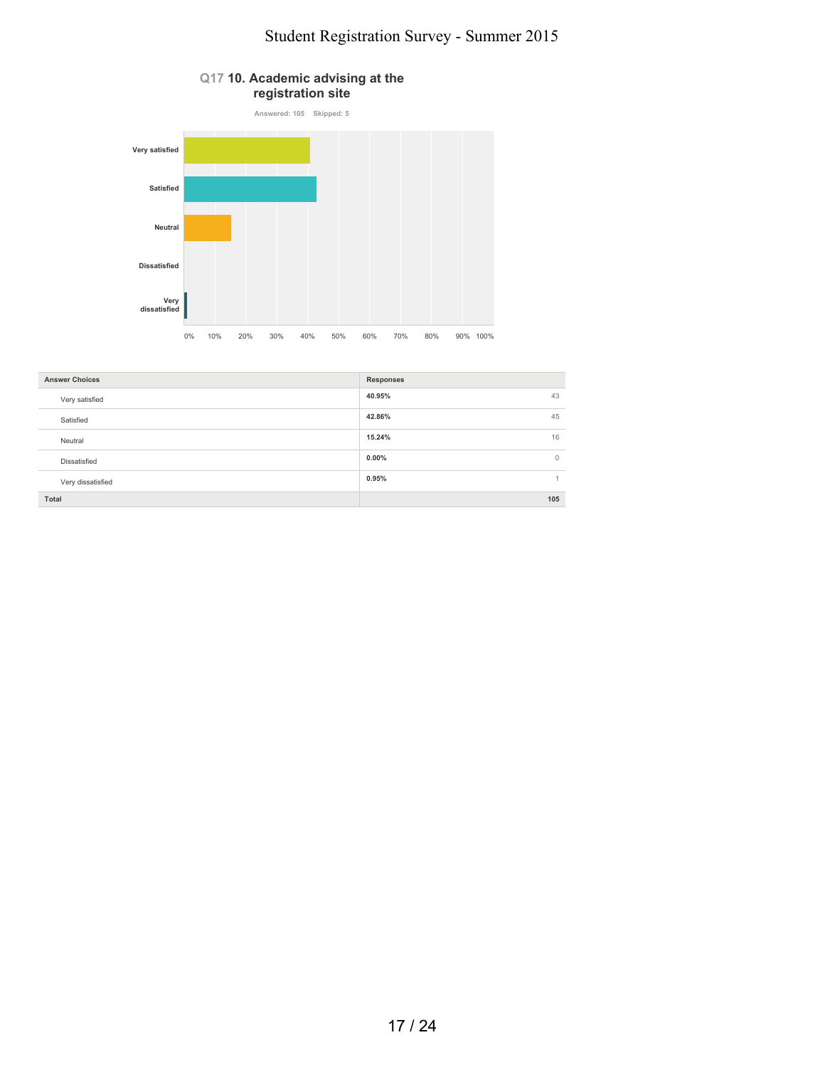## Q17 10. Academic advising at the registration site

Answered: 105 Skipped: 5

| Answer Choices | Responses | |
|---|---|---|
| Very satisfied | 40.95% | 43 |
| Satisfied | 42.86% | 45 |
| Neutral | 15.24% | 16 |
| Dissatisfied | 0.00% | 0 |
| Very dissatisfied | 0.95% | 1 |
| **Total** | | **105** |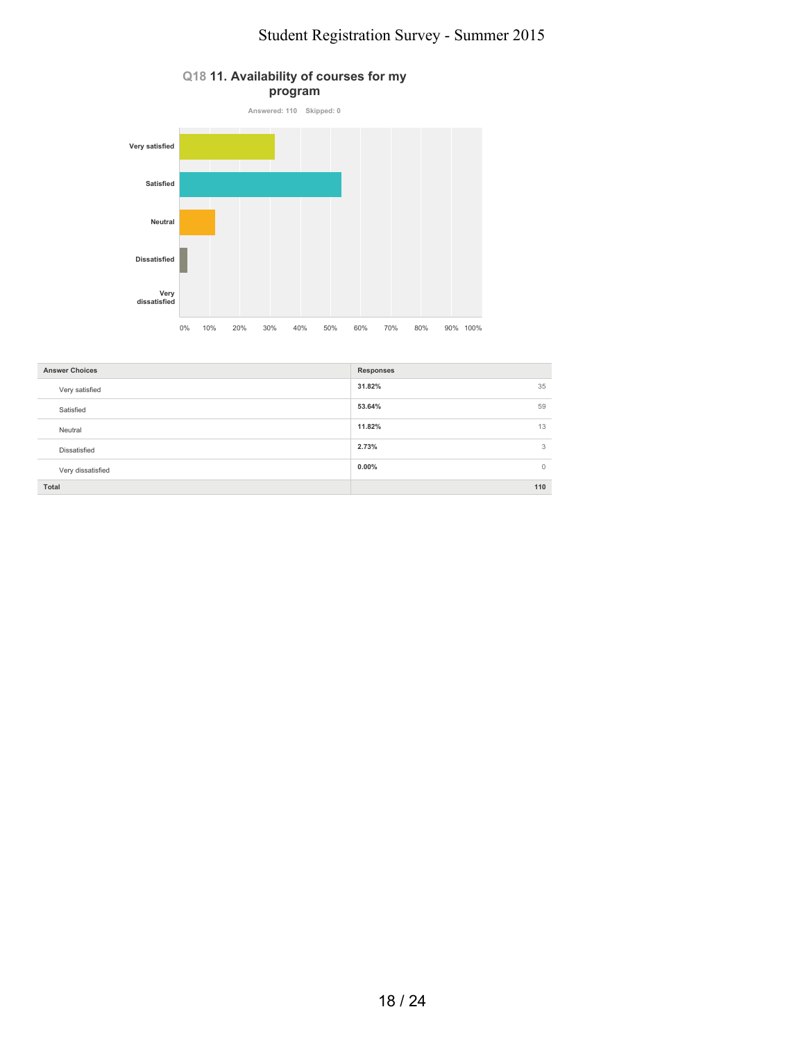## Q18 11. Availability of courses for my program

Answered: 110 Skipped: 0

| Answer Choices | Responses | |
|---|---|---|
| Very satisfied | 31.82% | 35 |
| Satisfied | 53.64% | 59 |
| Neutral | 11.82% | 13 |
| Dissatisfied | 2.73% | 3 |
| Very dissatisfied | 0.00% | 0 |
| **Total** | | **110** |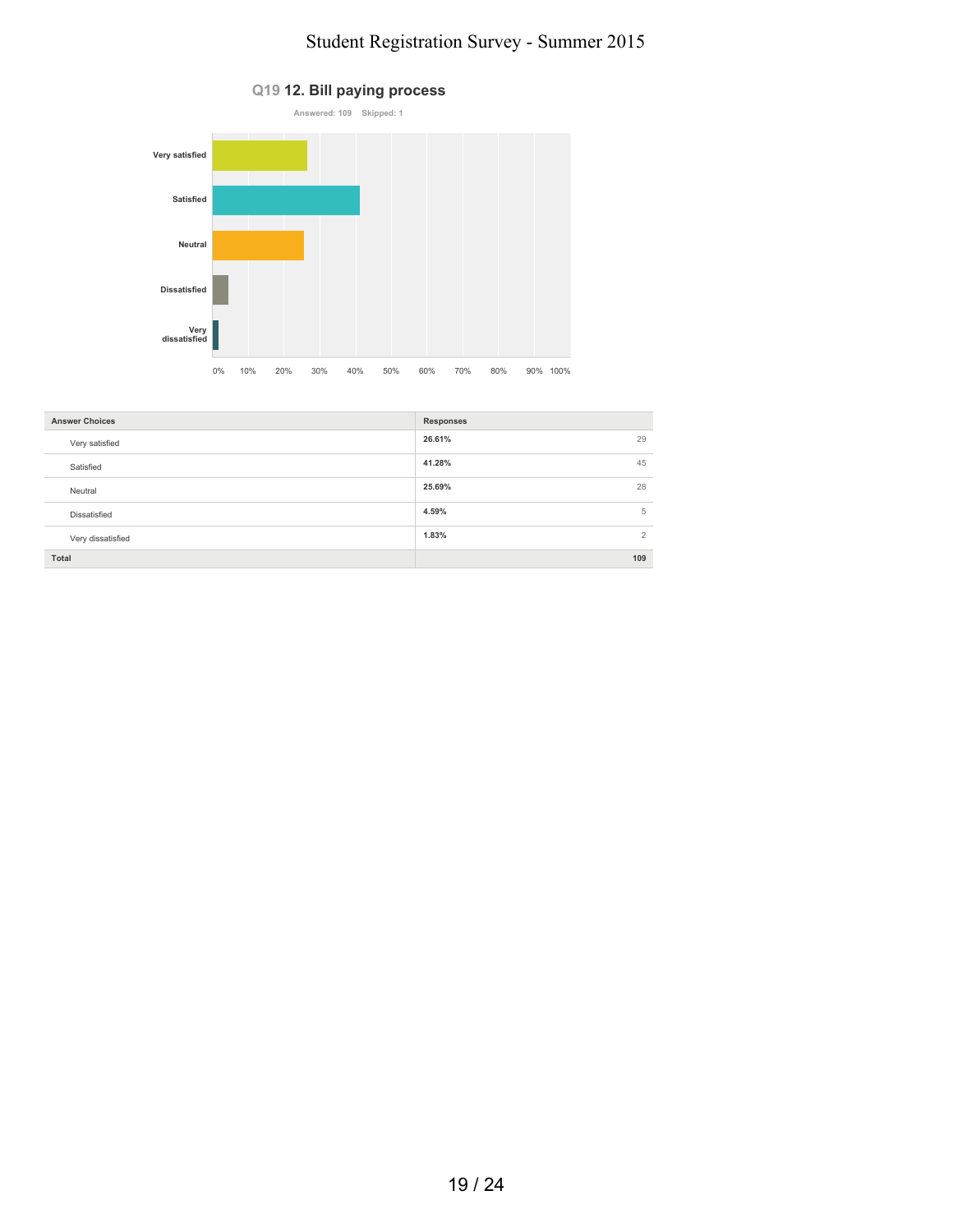## Q19 12. Bill paying process

Answered: 109 Skipped: 1

| Answer Choices | Responses | |
|---|---|---|
| Very satisfied | 26.61% | 29 |
| Satisfied | 41.28% | 45 |
| Neutral | 25.69% | 28 |
| Dissatisfied | 4.59% | 5 |
| Very dissatisfied | 1.83% | 2 |
| Total | | 109 |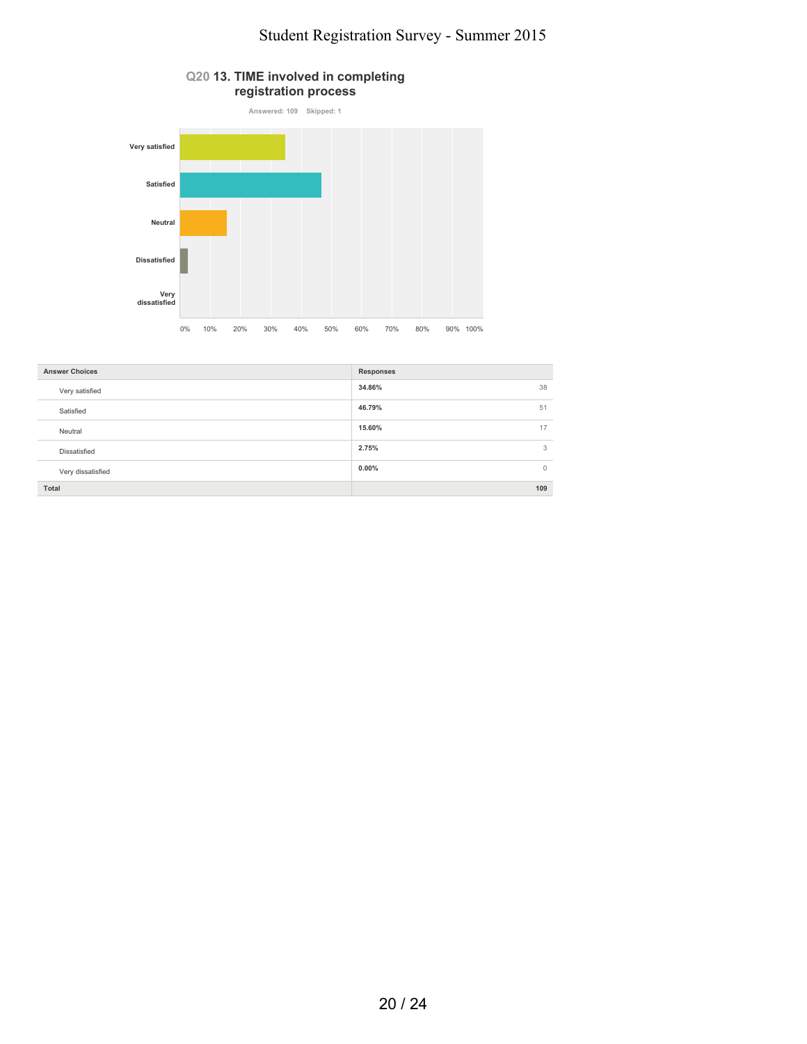## Q20 13. TIME involved in completing registration process

Answered: 109 Skipped: 1

| Answer Choices | Responses | |
|---|---|---|
| Very satisfied | 34.86% | 38 |
| Satisfied | 46.79% | 51 |
| Neutral | 15.60% | 17 |
| Dissatisfied | 2.75% | 3 |
| Very dissatisfied | 0.00% | 0 |
| Total | | 109 |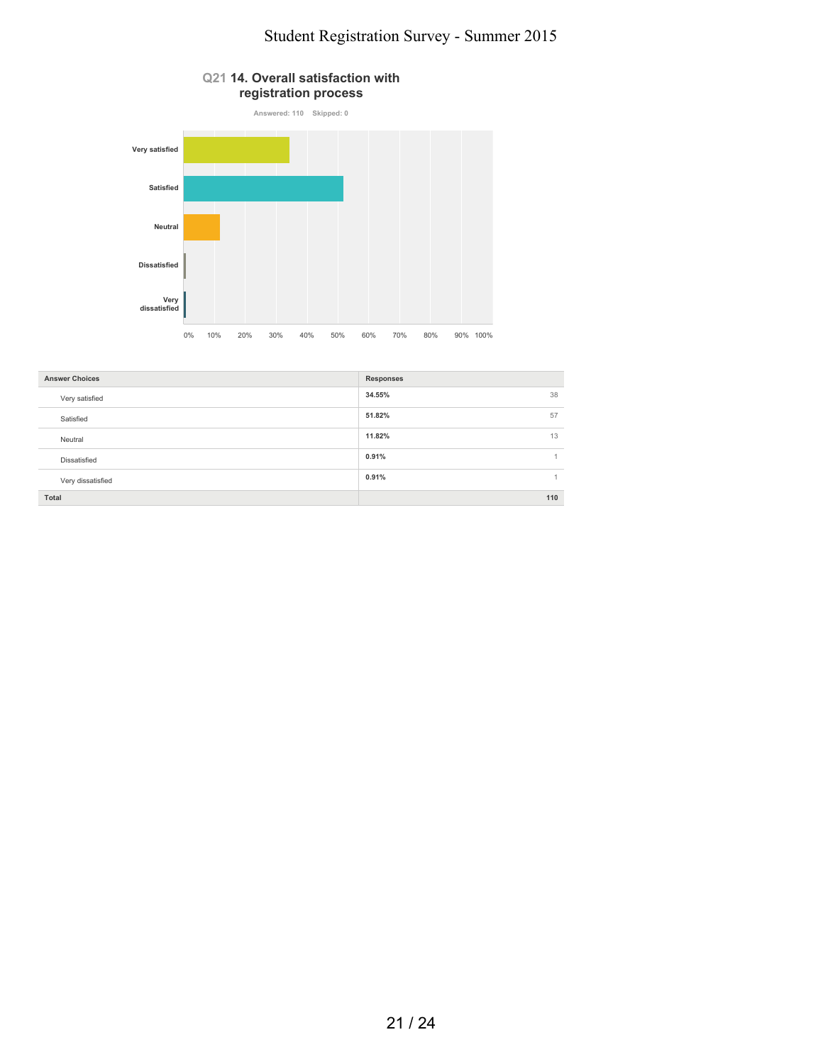## Q21 14. Overall satisfaction with registration process

Answered: 110 Skipped: 0

| Answer Choices | Responses | |
|---|---|---|
| Very satisfied | 34.55% | 38 |
| Satisfied | 51.82% | 57 |
| Neutral | 11.82% | 13 |
| Dissatisfied | 0.91% | 1 |
| Very dissatisfied | 0.91% | 1 |
| **Total** | | **110** |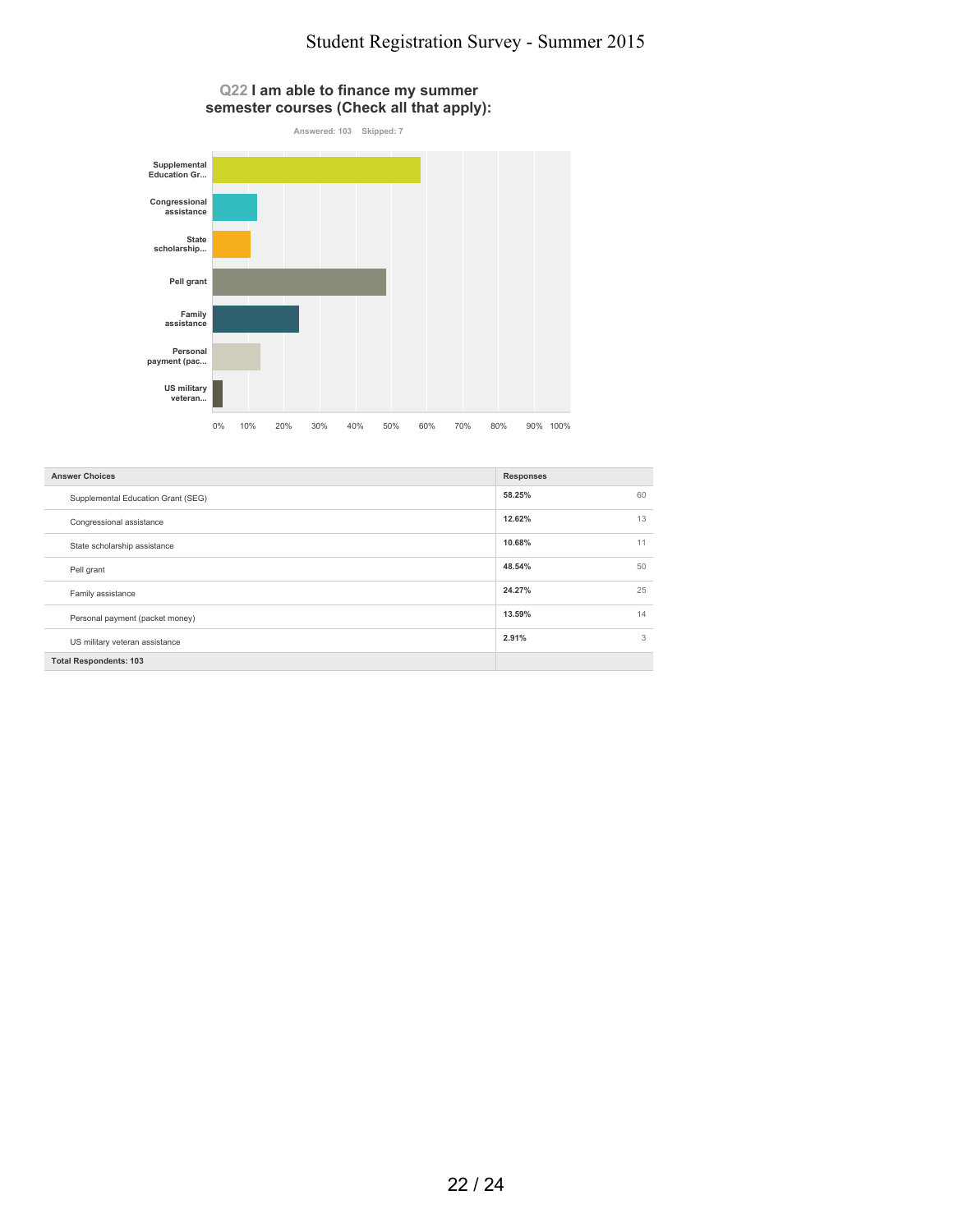## Q22 I am able to finance my summer semester courses (Check all that apply):

Answered: 103 Skipped: 7

| Answer Choices | Responses | |
|---|---|---|
| Supplemental Education Grant (SEG) | 58.25% | 60 |
| Congressional assistance | 12.62% | 13 |
| State scholarship assistance | 10.68% | 11 |
| Pell grant | 48.54% | 50 |
| Family assistance | 24.27% | 25 |
| Personal payment (packet money) | 13.59% | 14 |
| US military veteran assistance | 2.91% | 3 |
| **Total Respondents: 103** | | |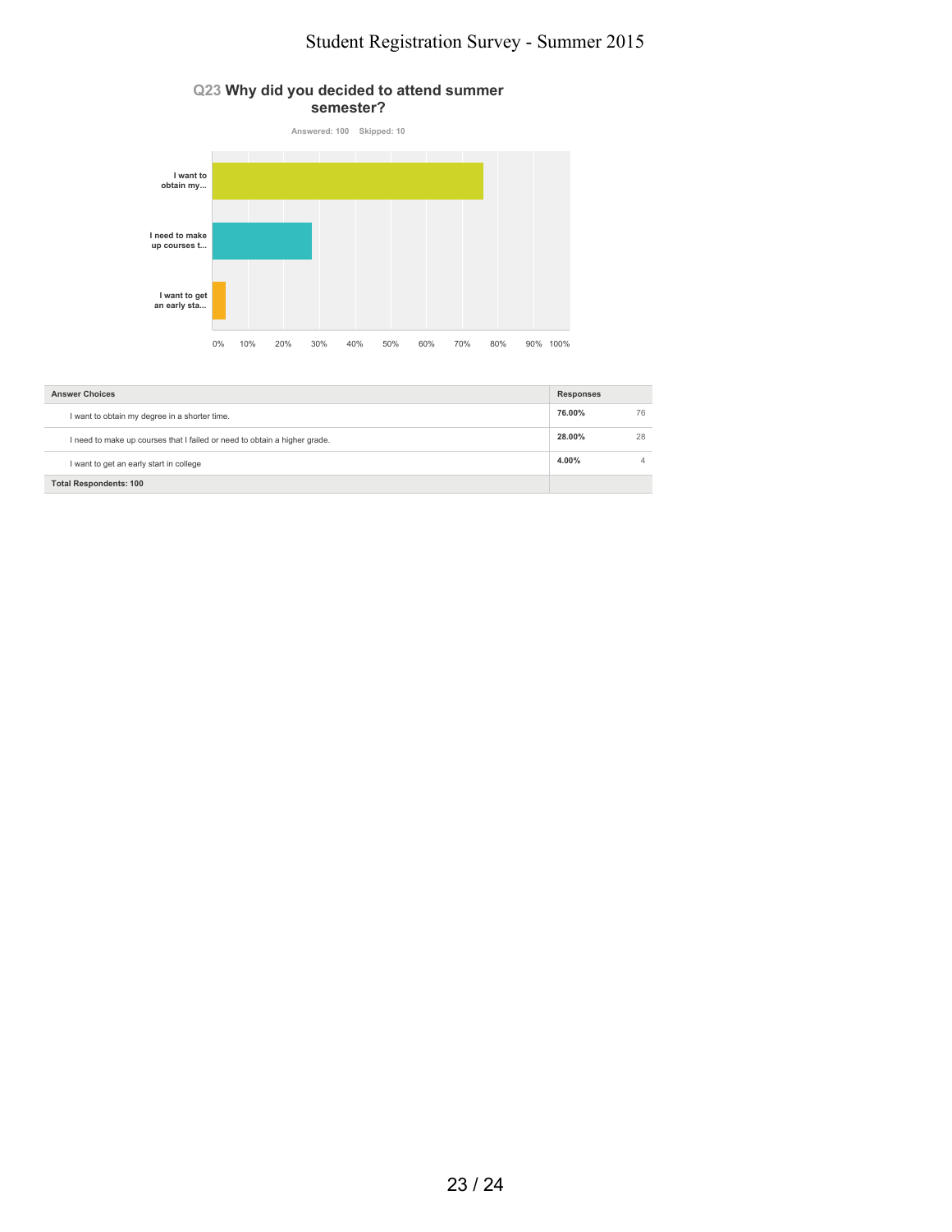## Q23 Why did you decided to attend summer semester?

Answered: 100    Skipped: 10

| Answer Choices | Responses | |
|---|---|---|
| I want to obtain my degree in a shorter time. | 76.00% | 76 |
| I need to make up courses that I failed or need to obtain a higher grade. | 28.00% | 28 |
| I want to get an early start in college | 4.00% | 4 |
| Total Respondents: 100 | | |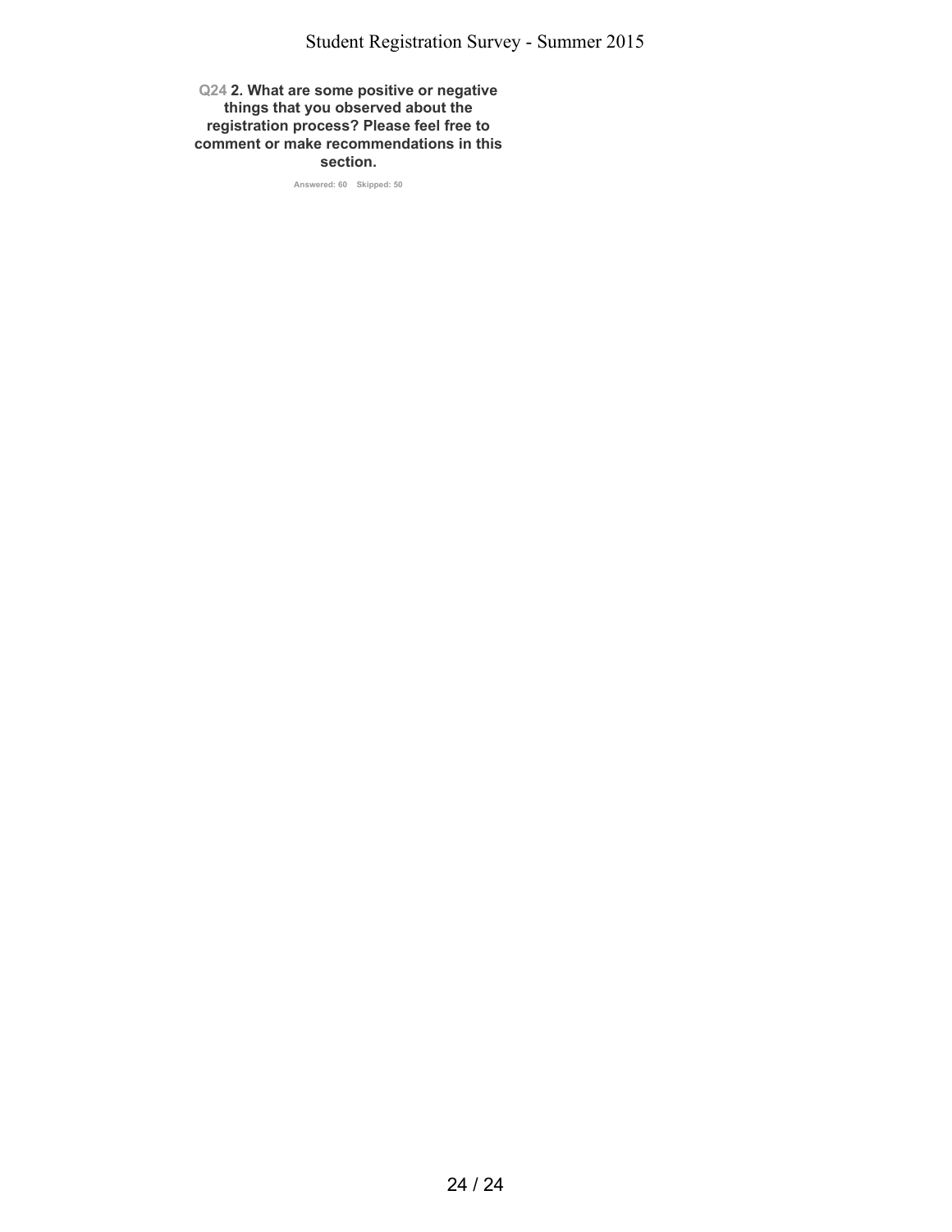**Q24 2. What are some positive or negative things that you observed about the registration process? Please feel free to comment or make recommendations in this section.**

Answered: 60 Skipped: 50